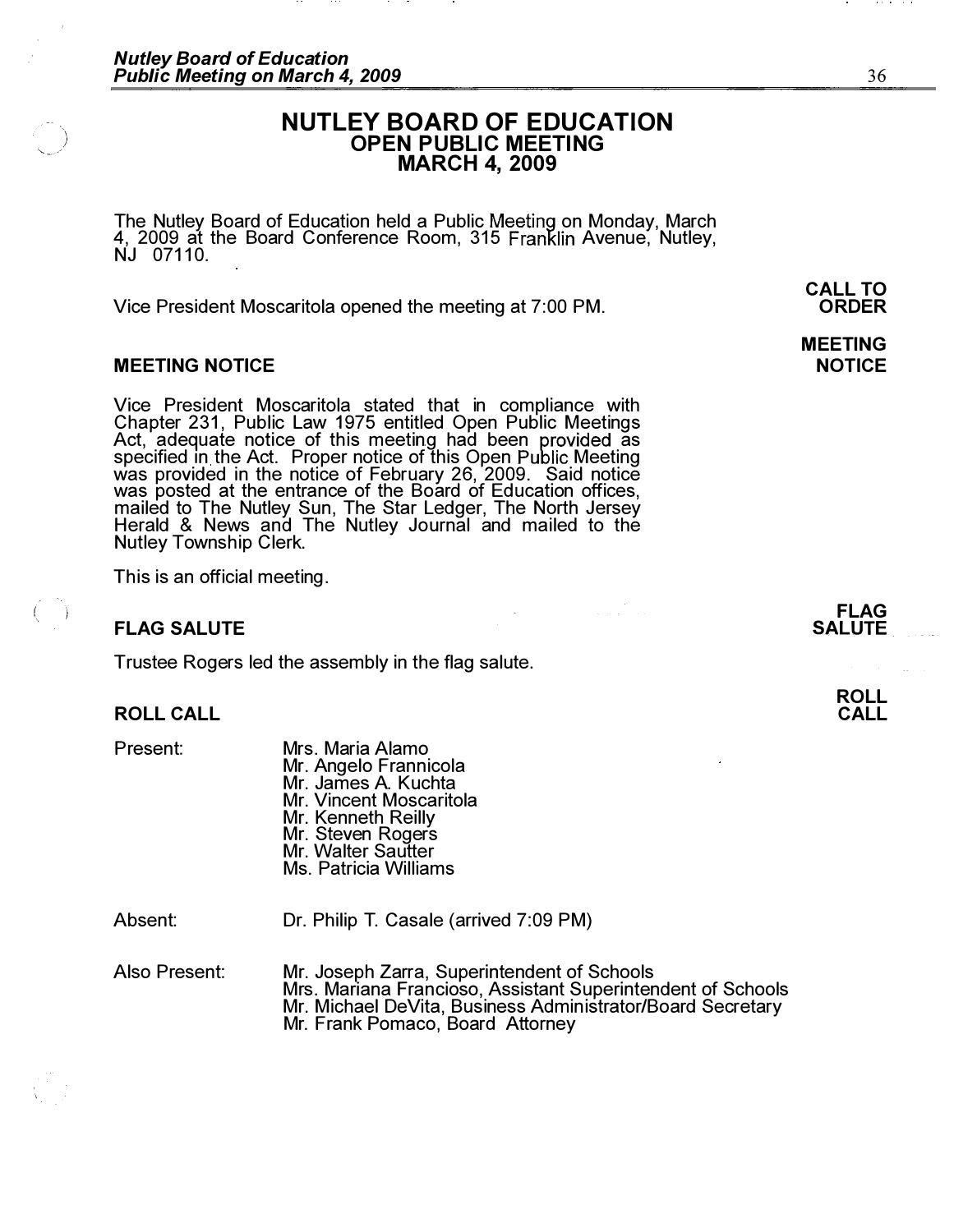# NUTLEY BOARD OF EDUCATION
## OPEN PUBLIC MEETING
## MARCH 4, 2009

The Nutley Board of Education held a Public Meeting on Monday, March 4, 2009 at the Board Conference Room, 315 Franklin Avenue, Nutley, NJ 07110.

**CALL TO ORDER**

Vice President Moscaritola opened the meeting at 7:00 PM.

**MEETING NOTICE**

### MEETING NOTICE

Vice President Moscaritola stated that in compliance with Chapter 231, Public Law 1975 entitled Open Public Meetings Act, adequate notice of this meeting had been provided as specified in the Act. Proper notice of this Open Public Meeting was provided in the notice of February 26, 2009. Said notice was posted at the entrance of the Board of Education offices, mailed to The Nutley Sun, The Star Ledger, The North Jersey Herald & News and The Nutley Journal and mailed to the Nutley Township Clerk.

This is an official meeting.

**FLAG SALUTE**

### FLAG SALUTE

Trustee Rogers led the assembly in the flag salute.

**ROLL CALL**

### ROLL CALL

Present:
- Mrs. Maria Alamo
- Mr. Angelo Frannicola
- Mr. James A. Kuchta
- Mr. Vincent Moscaritola
- Mr. Kenneth Reilly
- Mr. Steven Rogers
- Mr. Walter Sautter
- Ms. Patricia Williams

Absent: Dr. Philip T. Casale (arrived 7:09 PM)

Also Present:
- Mr. Joseph Zarra, Superintendent of Schools
- Mrs. Mariana Francioso, Assistant Superintendent of Schools
- Mr. Michael DeVita, Business Administrator/Board Secretary
- Mr. Frank Pomaco, Board Attorney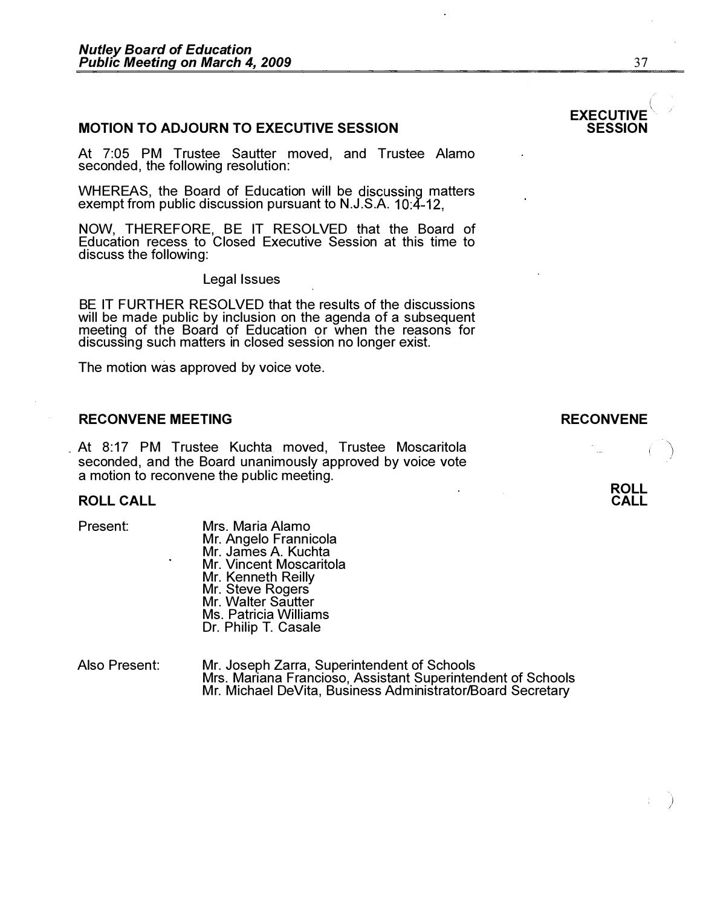## MOTION TO ADJOURN TO EXECUTIVE SESSION

**EXECUTIVE SESSION**

At 7:05 PM Trustee Sautter moved, and Trustee Alamo seconded, the following resolution:

WHEREAS, the Board of Education will be discussing matters exempt from public discussion pursuant to N.J.S.A. 10:4-12,

NOW, THEREFORE, BE IT RESOLVED that the Board of Education recess to Closed Executive Session at this time to discuss the following:

Legal Issues

BE IT FURTHER RESOLVED that the results of the discussions will be made public by inclusion on the agenda of a subsequent meeting of the Board of Education or when the reasons for discussing such matters in closed session no longer exist.

The motion was approved by voice vote.

## RECONVENE MEETING

**RECONVENE**

At 8:17 PM Trustee Kuchta moved, Trustee Moscaritola seconded, and the Board unanimously approved by voice vote a motion to reconvene the public meeting.

## ROLL CALL

**ROLL CALL**

Present:

- Mrs. Maria Alamo
- Mr. Angelo Frannicola
- Mr. James A. Kuchta
- Mr. Vincent Moscaritola
- Mr. Kenneth Reilly
- Mr. Steve Rogers
- Mr. Walter Sautter
- Ms. Patricia Williams
- Dr. Philip T. Casale

Also Present:

- Mr. Joseph Zarra, Superintendent of Schools
- Mrs. Mariana Francioso, Assistant Superintendent of Schools
- Mr. Michael DeVita, Business Administrator/Board Secretary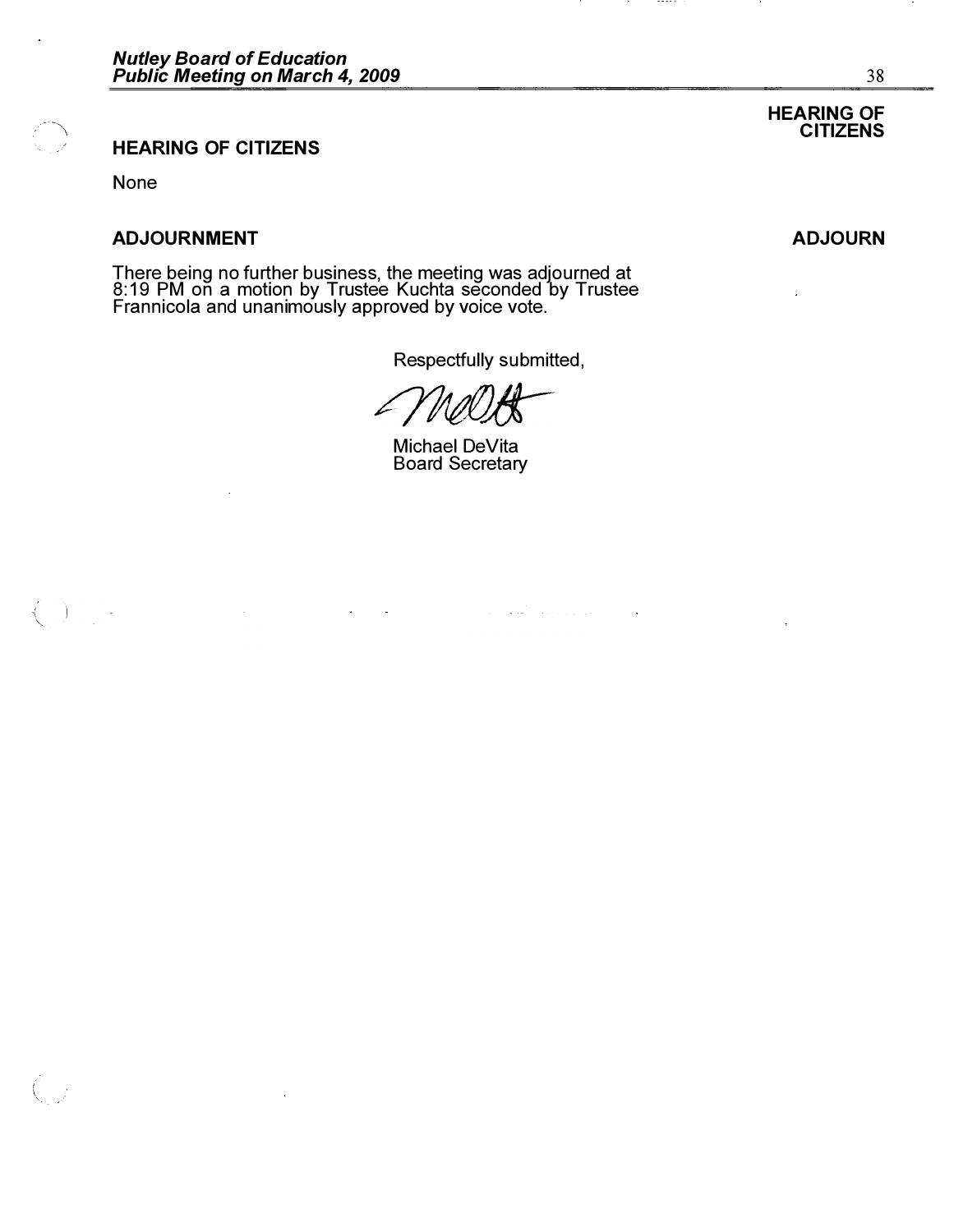## HEARING OF CITIZENS

None

## ADJOURNMENT

There being no further business, the meeting was adjourned at 8:19 PM on a motion by Trustee Kuchta seconded by Trustee Frannicola and unanimously approved by voice vote.

Respectfully submitted,

Michael DeVita
Board Secretary